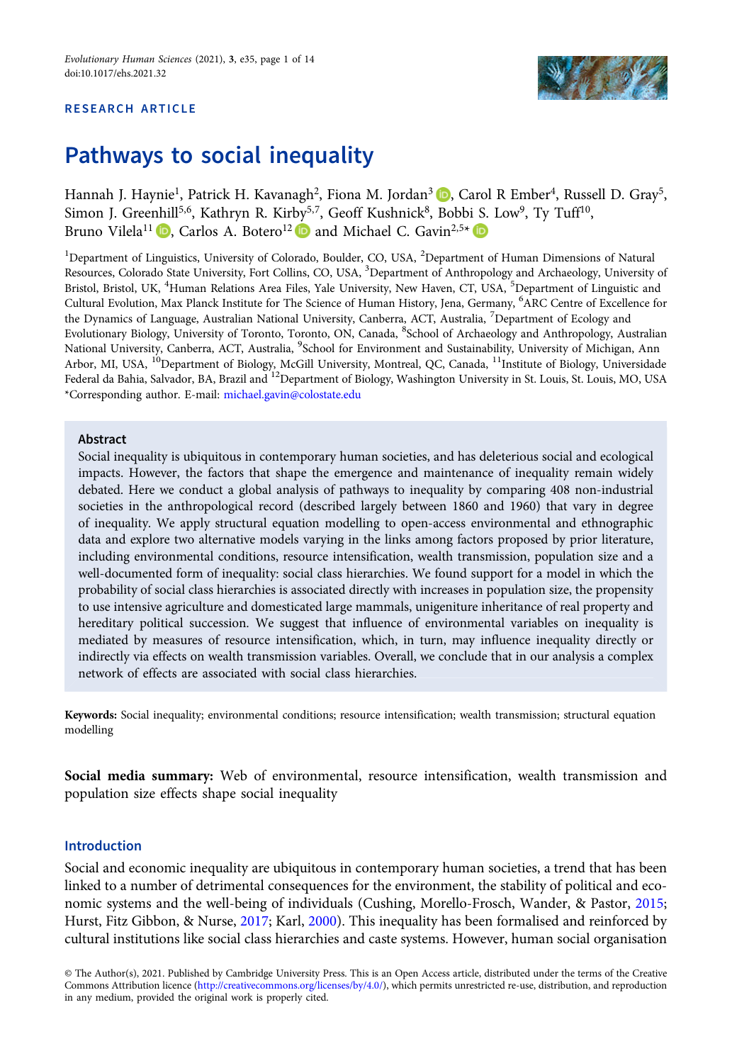RESEARCH ARTICLE

# Pathways to social inequality

Hannah J. Haynie[1], Patrick H. Kavanagh[2], Fiona M. Jordan[3], Carol R Ember[4], Russell D. Gray[5], Simon J. Greenhill[5,6], Kathryn R. Kirby[5,7], Geoff Kushnick[8], Bobbi S. Low[9], Ty Tuff[10], Bruno Vilela[11], Carlos A. Botero[12] and Michael C. Gavin[2,5]*

[1]Department of Linguistics, University of Colorado, Boulder, CO, USA, [2]Department of Human Dimensions of Natural Resources, Colorado State University, Fort Collins, CO, USA, [3]Department of Anthropology and Archaeology, University of Bristol, Bristol, UK, [4]Human Relations Area Files, Yale University, New Haven, CT, USA, [5]Department of Linguistic and Cultural Evolution, Max Planck Institute for The Science of Human History, Jena, Germany, [6]ARC Centre of Excellence for the Dynamics of Language, Australian National University, Canberra, ACT, Australia, [7]Department of Ecology and Evolutionary Biology, University of Toronto, Toronto, ON, Canada, [8]School of Archaeology and Anthropology, Australian National University, Canberra, ACT, Australia, [9]School for Environment and Sustainability, University of Michigan, Ann Arbor, MI, USA, [10]Department of Biology, McGill University, Montreal, QC, Canada, [11]Institute of Biology, Universidade Federal da Bahia, Salvador, BA, Brazil and [12]Department of Biology, Washington University in St. Louis, St. Louis, MO, USA
*Corresponding author. E-mail: michael.gavin@colostate.edu

## Abstract

Social inequality is ubiquitous in contemporary human societies, and has deleterious social and ecological impacts. However, the factors that shape the emergence and maintenance of inequality remain widely debated. Here we conduct a global analysis of pathways to inequality by comparing 408 non-industrial societies in the anthropological record (described largely between 1860 and 1960) that vary in degree of inequality. We apply structural equation modelling to open-access environmental and ethnographic data and explore two alternative models varying in the links among factors proposed by prior literature, including environmental conditions, resource intensification, wealth transmission, population size and a well-documented form of inequality: social class hierarchies. We found support for a model in which the probability of social class hierarchies is associated directly with increases in population size, the propensity to use intensive agriculture and domesticated large mammals, unigeniture inheritance of real property and hereditary political succession. We suggest that influence of environmental variables on inequality is mediated by measures of resource intensification, which, in turn, may influence inequality directly or indirectly via effects on wealth transmission variables. Overall, we conclude that in our analysis a complex network of effects are associated with social class hierarchies.

**Keywords:** Social inequality; environmental conditions; resource intensification; wealth transmission; structural equation modelling

**Social media summary:** Web of environmental, resource intensification, wealth transmission and population size effects shape social inequality

## Introduction

Social and economic inequality are ubiquitous in contemporary human societies, a trend that has been linked to a number of detrimental consequences for the environment, the stability of political and economic systems and the well-being of individuals (Cushing, Morello-Frosch, Wander, & Pastor, 2015; Hurst, Fitz Gibbon, & Nurse, 2017; Karl, 2000). This inequality has been formalised and reinforced by cultural institutions like social class hierarchies and caste systems. However, human social organisation

© The Author(s), 2021. Published by Cambridge University Press. This is an Open Access article, distributed under the terms of the Creative Commons Attribution licence (http://creativecommons.org/licenses/by/4.0/), which permits unrestricted re-use, distribution, and reproduction in any medium, provided the original work is properly cited.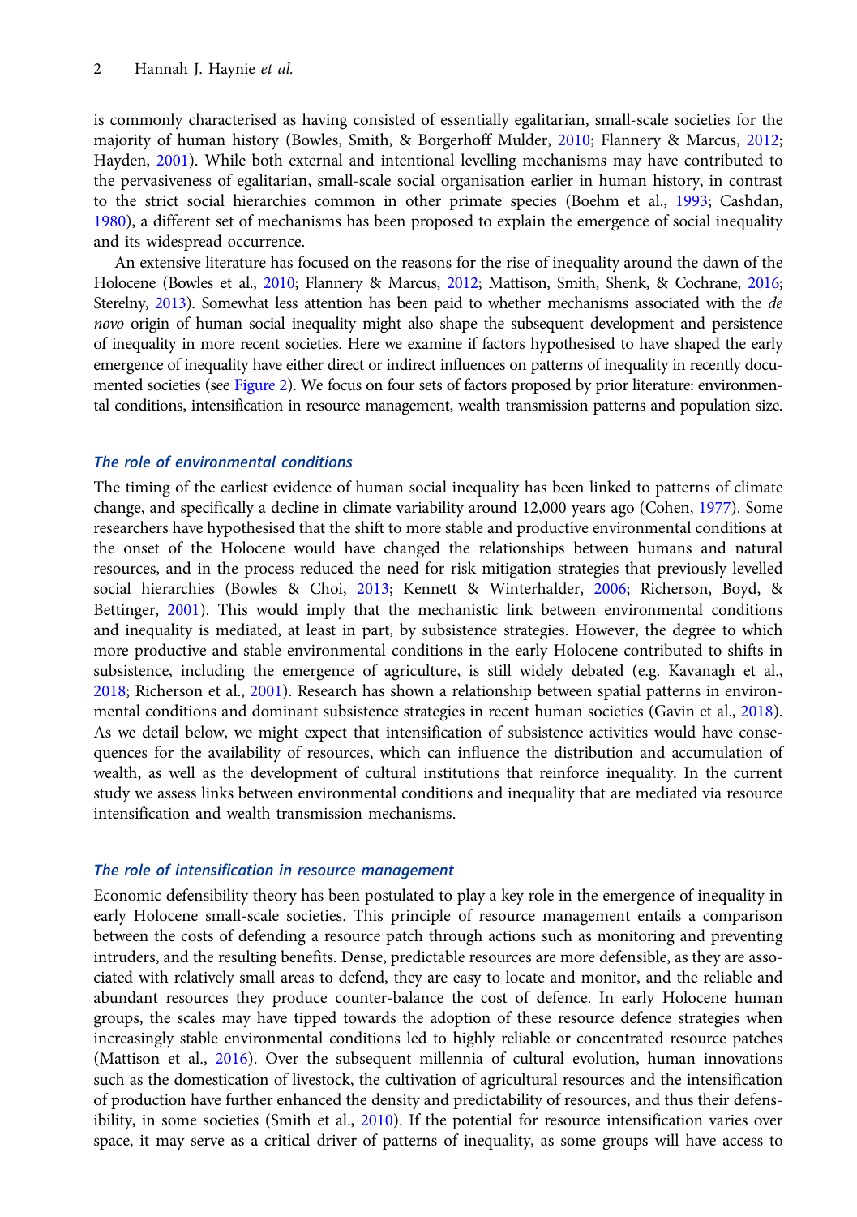is commonly characterised as having consisted of essentially egalitarian, small-scale societies for the majority of human history (Bowles, Smith, & Borgerhoff Mulder, 2010; Flannery & Marcus, 2012; Hayden, 2001). While both external and intentional levelling mechanisms may have contributed to the pervasiveness of egalitarian, small-scale social organisation earlier in human history, in contrast to the strict social hierarchies common in other primate species (Boehm et al., 1993; Cashdan, 1980), a different set of mechanisms has been proposed to explain the emergence of social inequality and its widespread occurrence.

An extensive literature has focused on the reasons for the rise of inequality around the dawn of the Holocene (Bowles et al., 2010; Flannery & Marcus, 2012; Mattison, Smith, Shenk, & Cochrane, 2016; Sterelny, 2013). Somewhat less attention has been paid to whether mechanisms associated with the *de novo* origin of human social inequality might also shape the subsequent development and persistence of inequality in more recent societies. Here we examine if factors hypothesised to have shaped the early emergence of inequality have either direct or indirect influences on patterns of inequality in recently documented societies (see Figure 2). We focus on four sets of factors proposed by prior literature: environmental conditions, intensification in resource management, wealth transmission patterns and population size.

### The role of environmental conditions

The timing of the earliest evidence of human social inequality has been linked to patterns of climate change, and specifically a decline in climate variability around 12,000 years ago (Cohen, 1977). Some researchers have hypothesised that the shift to more stable and productive environmental conditions at the onset of the Holocene would have changed the relationships between humans and natural resources, and in the process reduced the need for risk mitigation strategies that previously levelled social hierarchies (Bowles & Choi, 2013; Kennett & Winterhalder, 2006; Richerson, Boyd, & Bettinger, 2001). This would imply that the mechanistic link between environmental conditions and inequality is mediated, at least in part, by subsistence strategies. However, the degree to which more productive and stable environmental conditions in the early Holocene contributed to shifts in subsistence, including the emergence of agriculture, is still widely debated (e.g. Kavanagh et al., 2018; Richerson et al., 2001). Research has shown a relationship between spatial patterns in environmental conditions and dominant subsistence strategies in recent human societies (Gavin et al., 2018). As we detail below, we might expect that intensification of subsistence activities would have consequences for the availability of resources, which can influence the distribution and accumulation of wealth, as well as the development of cultural institutions that reinforce inequality. In the current study we assess links between environmental conditions and inequality that are mediated via resource intensification and wealth transmission mechanisms.

### The role of intensification in resource management

Economic defensibility theory has been postulated to play a key role in the emergence of inequality in early Holocene small-scale societies. This principle of resource management entails a comparison between the costs of defending a resource patch through actions such as monitoring and preventing intruders, and the resulting benefits. Dense, predictable resources are more defensible, as they are associated with relatively small areas to defend, they are easy to locate and monitor, and the reliable and abundant resources they produce counter-balance the cost of defence. In early Holocene human groups, the scales may have tipped towards the adoption of these resource defence strategies when increasingly stable environmental conditions led to highly reliable or concentrated resource patches (Mattison et al., 2016). Over the subsequent millennia of cultural evolution, human innovations such as the domestication of livestock, the cultivation of agricultural resources and the intensification of production have further enhanced the density and predictability of resources, and thus their defensibility, in some societies (Smith et al., 2010). If the potential for resource intensification varies over space, it may serve as a critical driver of patterns of inequality, as some groups will have access to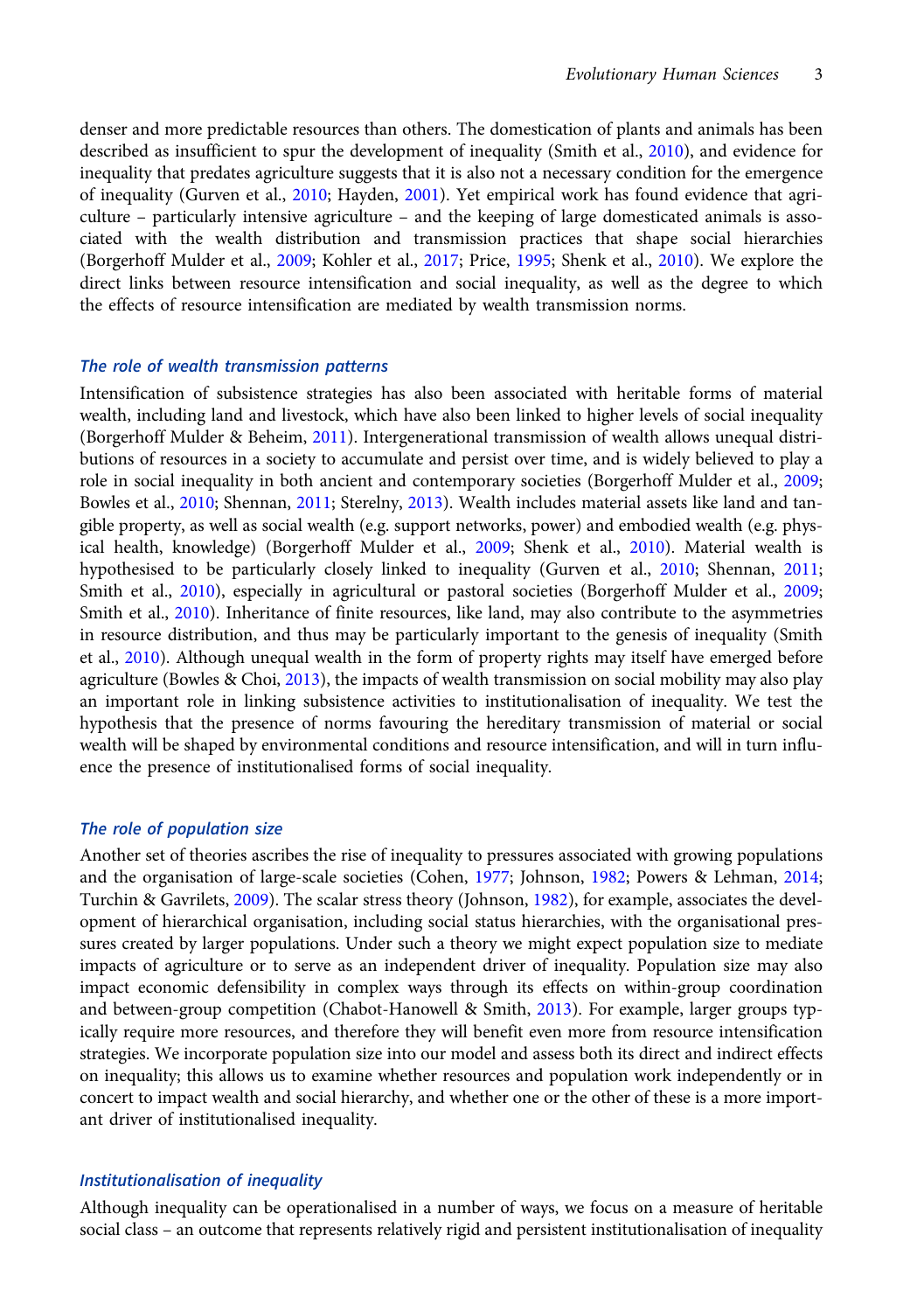denser and more predictable resources than others. The domestication of plants and animals has been described as insufficient to spur the development of inequality (Smith et al., 2010), and evidence for inequality that predates agriculture suggests that it is also not a necessary condition for the emergence of inequality (Gurven et al., 2010; Hayden, 2001). Yet empirical work has found evidence that agriculture – particularly intensive agriculture – and the keeping of large domesticated animals is associated with the wealth distribution and transmission practices that shape social hierarchies (Borgerhoff Mulder et al., 2009; Kohler et al., 2017; Price, 1995; Shenk et al., 2010). We explore the direct links between resource intensification and social inequality, as well as the degree to which the effects of resource intensification are mediated by wealth transmission norms.

### *The role of wealth transmission patterns*

Intensification of subsistence strategies has also been associated with heritable forms of material wealth, including land and livestock, which have also been linked to higher levels of social inequality (Borgerhoff Mulder & Beheim, 2011). Intergenerational transmission of wealth allows unequal distributions of resources in a society to accumulate and persist over time, and is widely believed to play a role in social inequality in both ancient and contemporary societies (Borgerhoff Mulder et al., 2009; Bowles et al., 2010; Shennan, 2011; Sterelny, 2013). Wealth includes material assets like land and tangible property, as well as social wealth (e.g. support networks, power) and embodied wealth (e.g. physical health, knowledge) (Borgerhoff Mulder et al., 2009; Shenk et al., 2010). Material wealth is hypothesised to be particularly closely linked to inequality (Gurven et al., 2010; Shennan, 2011; Smith et al., 2010), especially in agricultural or pastoral societies (Borgerhoff Mulder et al., 2009; Smith et al., 2010). Inheritance of finite resources, like land, may also contribute to the asymmetries in resource distribution, and thus may be particularly important to the genesis of inequality (Smith et al., 2010). Although unequal wealth in the form of property rights may itself have emerged before agriculture (Bowles & Choi, 2013), the impacts of wealth transmission on social mobility may also play an important role in linking subsistence activities to institutionalisation of inequality. We test the hypothesis that the presence of norms favouring the hereditary transmission of material or social wealth will be shaped by environmental conditions and resource intensification, and will in turn influence the presence of institutionalised forms of social inequality.

### *The role of population size*

Another set of theories ascribes the rise of inequality to pressures associated with growing populations and the organisation of large-scale societies (Cohen, 1977; Johnson, 1982; Powers & Lehman, 2014; Turchin & Gavrilets, 2009). The scalar stress theory (Johnson, 1982), for example, associates the development of hierarchical organisation, including social status hierarchies, with the organisational pressures created by larger populations. Under such a theory we might expect population size to mediate impacts of agriculture or to serve as an independent driver of inequality. Population size may also impact economic defensibility in complex ways through its effects on within-group coordination and between-group competition (Chabot-Hanowell & Smith, 2013). For example, larger groups typically require more resources, and therefore they will benefit even more from resource intensification strategies. We incorporate population size into our model and assess both its direct and indirect effects on inequality; this allows us to examine whether resources and population work independently or in concert to impact wealth and social hierarchy, and whether one or the other of these is a more important driver of institutionalised inequality.

### *Institutionalisation of inequality*

Although inequality can be operationalised in a number of ways, we focus on a measure of heritable social class – an outcome that represents relatively rigid and persistent institutionalisation of inequality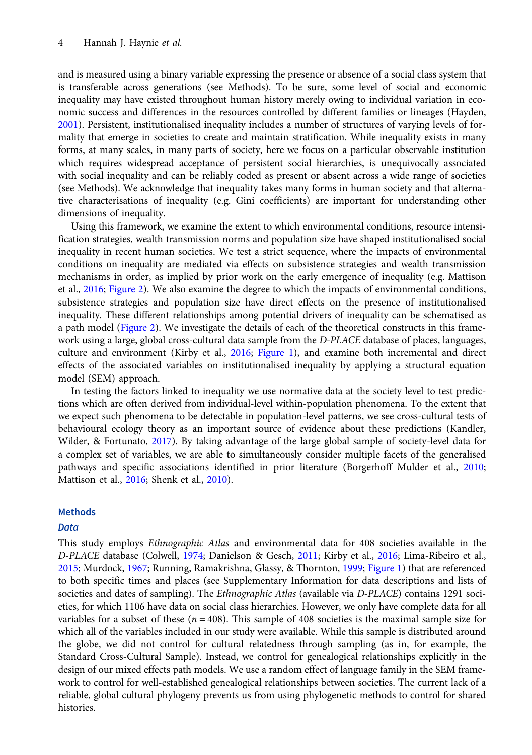and is measured using a binary variable expressing the presence or absence of a social class system that is transferable across generations (see Methods). To be sure, some level of social and economic inequality may have existed throughout human history merely owing to individual variation in economic success and differences in the resources controlled by different families or lineages (Hayden, 2001). Persistent, institutionalised inequality includes a number of structures of varying levels of formality that emerge in societies to create and maintain stratification. While inequality exists in many forms, at many scales, in many parts of society, here we focus on a particular observable institution which requires widespread acceptance of persistent social hierarchies, is unequivocally associated with social inequality and can be reliably coded as present or absent across a wide range of societies (see Methods). We acknowledge that inequality takes many forms in human society and that alternative characterisations of inequality (e.g. Gini coefficients) are important for understanding other dimensions of inequality.

Using this framework, we examine the extent to which environmental conditions, resource intensification strategies, wealth transmission norms and population size have shaped institutionalised social inequality in recent human societies. We test a strict sequence, where the impacts of environmental conditions on inequality are mediated via effects on subsistence strategies and wealth transmission mechanisms in order, as implied by prior work on the early emergence of inequality (e.g. Mattison et al., 2016; Figure 2). We also examine the degree to which the impacts of environmental conditions, subsistence strategies and population size have direct effects on the presence of institutionalised inequality. These different relationships among potential drivers of inequality can be schematised as a path model (Figure 2). We investigate the details of each of the theoretical constructs in this framework using a large, global cross-cultural data sample from the *D-PLACE* database of places, languages, culture and environment (Kirby et al., 2016; Figure 1), and examine both incremental and direct effects of the associated variables on institutionalised inequality by applying a structural equation model (SEM) approach.

In testing the factors linked to inequality we use normative data at the society level to test predictions which are often derived from individual-level within-population phenomena. To the extent that we expect such phenomena to be detectable in population-level patterns, we see cross-cultural tests of behavioural ecology theory as an important source of evidence about these predictions (Kandler, Wilder, & Fortunato, 2017). By taking advantage of the large global sample of society-level data for a complex set of variables, we are able to simultaneously consider multiple facets of the generalised pathways and specific associations identified in prior literature (Borgerhoff Mulder et al., 2010; Mattison et al., 2016; Shenk et al., 2010).

## Methods

### *Data*

This study employs *Ethnographic Atlas* and environmental data for 408 societies available in the *D-PLACE* database (Colwell, 1974; Danielson & Gesch, 2011; Kirby et al., 2016; Lima-Ribeiro et al., 2015; Murdock, 1967; Running, Ramakrishna, Glassy, & Thornton, 1999; Figure 1) that are referenced to both specific times and places (see Supplementary Information for data descriptions and lists of societies and dates of sampling). The *Ethnographic Atlas* (available via *D-PLACE*) contains 1291 societies, for which 1106 have data on social class hierarchies. However, we only have complete data for all variables for a subset of these ($n = 408$). This sample of 408 societies is the maximal sample size for which all of the variables included in our study were available. While this sample is distributed around the globe, we did not control for cultural relatedness through sampling (as in, for example, the Standard Cross-Cultural Sample). Instead, we control for genealogical relationships explicitly in the design of our mixed effects path models. We use a random effect of language family in the SEM framework to control for well-established genealogical relationships between societies. The current lack of a reliable, global cultural phylogeny prevents us from using phylogenetic methods to control for shared histories.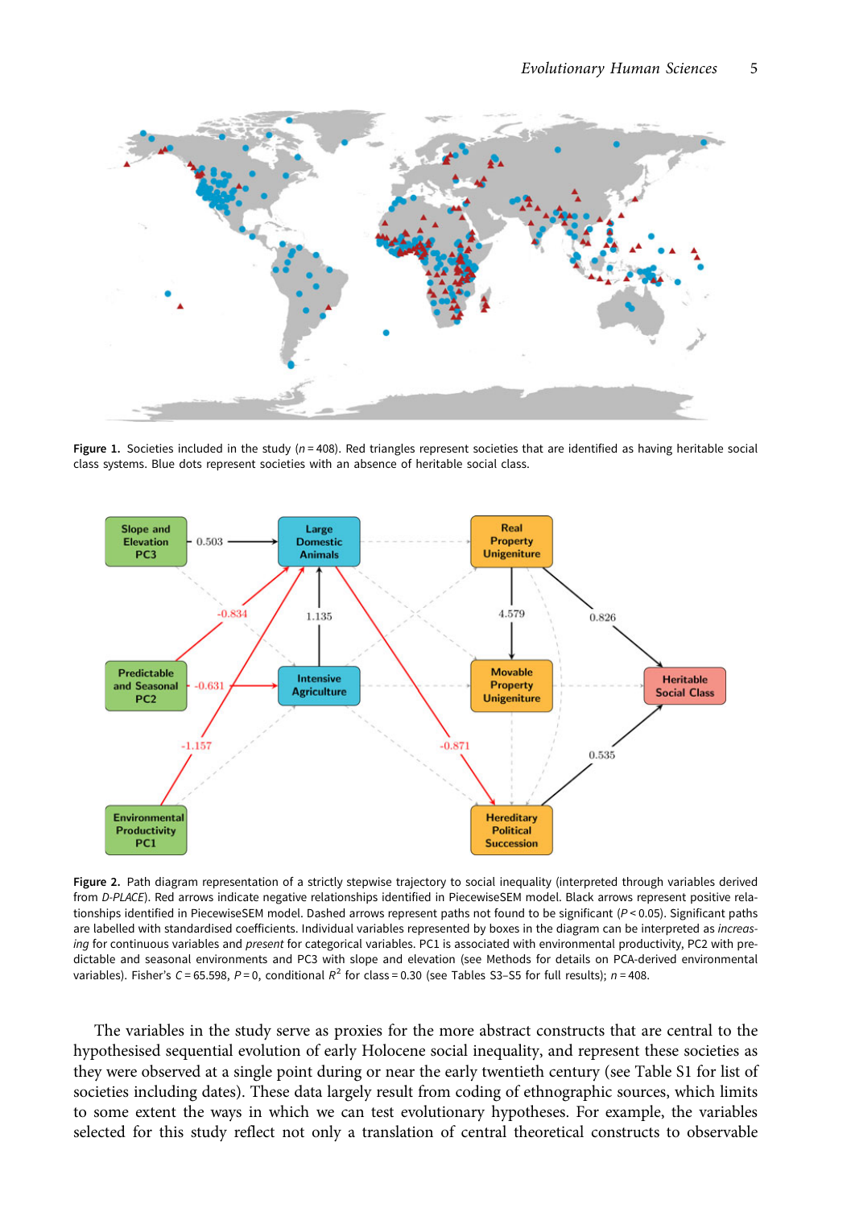**Figure 1.** Societies included in the study ($n = 408$). Red triangles represent societies that are identified as having heritable social class systems. Blue dots represent societies with an absence of heritable social class.

**Figure 2.** Path diagram representation of a strictly stepwise trajectory to social inequality (interpreted through variables derived from *D-PLACE*). Red arrows indicate negative relationships identified in PiecewiseSEM model. Black arrows represent positive relationships identified in PiecewiseSEM model. Dashed arrows represent paths not found to be significant ($P < 0.05$). Significant paths are labelled with standardised coefficients. Individual variables represented by boxes in the diagram can be interpreted as *increasing* for continuous variables and *present* for categorical variables. PC1 is associated with environmental productivity, PC2 with predictable and seasonal environments and PC3 with slope and elevation (see Methods for details on PCA-derived environmental variables). Fisher's $C = 65.598$, $P = 0$, conditional $R^2$ for class = 0.30 (see Tables S3–S5 for full results); $n = 408$.

The variables in the study serve as proxies for the more abstract constructs that are central to the hypothesised sequential evolution of early Holocene social inequality, and represent these societies as they were observed at a single point during or near the early twentieth century (see Table S1 for list of societies including dates). These data largely result from coding of ethnographic sources, which limits to some extent the ways in which we can test evolutionary hypotheses. For example, the variables selected for this study reflect not only a translation of central theoretical constructs to observable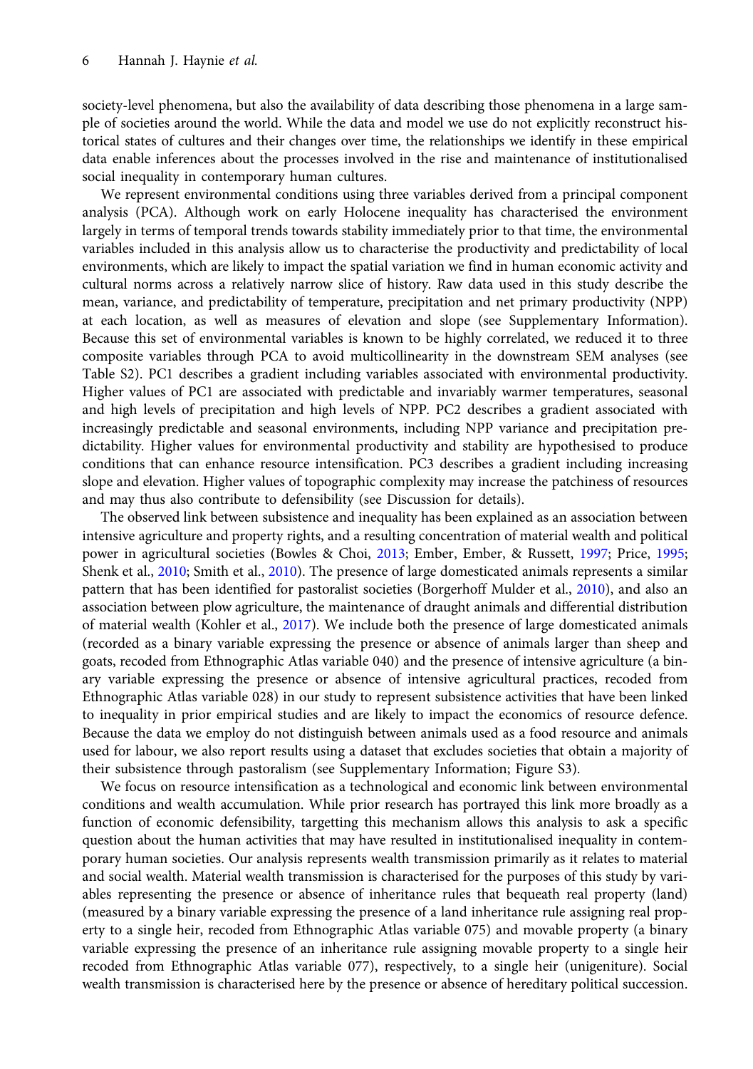society-level phenomena, but also the availability of data describing those phenomena in a large sample of societies around the world. While the data and model we use do not explicitly reconstruct historical states of cultures and their changes over time, the relationships we identify in these empirical data enable inferences about the processes involved in the rise and maintenance of institutionalised social inequality in contemporary human cultures.

We represent environmental conditions using three variables derived from a principal component analysis (PCA). Although work on early Holocene inequality has characterised the environment largely in terms of temporal trends towards stability immediately prior to that time, the environmental variables included in this analysis allow us to characterise the productivity and predictability of local environments, which are likely to impact the spatial variation we find in human economic activity and cultural norms across a relatively narrow slice of history. Raw data used in this study describe the mean, variance, and predictability of temperature, precipitation and net primary productivity (NPP) at each location, as well as measures of elevation and slope (see Supplementary Information). Because this set of environmental variables is known to be highly correlated, we reduced it to three composite variables through PCA to avoid multicollinearity in the downstream SEM analyses (see Table S2). PC1 describes a gradient including variables associated with environmental productivity. Higher values of PC1 are associated with predictable and invariably warmer temperatures, seasonal and high levels of precipitation and high levels of NPP. PC2 describes a gradient associated with increasingly predictable and seasonal environments, including NPP variance and precipitation predictability. Higher values for environmental productivity and stability are hypothesised to produce conditions that can enhance resource intensification. PC3 describes a gradient including increasing slope and elevation. Higher values of topographic complexity may increase the patchiness of resources and may thus also contribute to defensibility (see Discussion for details).

The observed link between subsistence and inequality has been explained as an association between intensive agriculture and property rights, and a resulting concentration of material wealth and political power in agricultural societies (Bowles & Choi, 2013; Ember, Ember, & Russett, 1997; Price, 1995; Shenk et al., 2010; Smith et al., 2010). The presence of large domesticated animals represents a similar pattern that has been identified for pastoralist societies (Borgerhoff Mulder et al., 2010), and also an association between plow agriculture, the maintenance of draught animals and differential distribution of material wealth (Kohler et al., 2017). We include both the presence of large domesticated animals (recorded as a binary variable expressing the presence or absence of animals larger than sheep and goats, recoded from Ethnographic Atlas variable 040) and the presence of intensive agriculture (a binary variable expressing the presence or absence of intensive agricultural practices, recoded from Ethnographic Atlas variable 028) in our study to represent subsistence activities that have been linked to inequality in prior empirical studies and are likely to impact the economics of resource defence. Because the data we employ do not distinguish between animals used as a food resource and animals used for labour, we also report results using a dataset that excludes societies that obtain a majority of their subsistence through pastoralism (see Supplementary Information; Figure S3).

We focus on resource intensification as a technological and economic link between environmental conditions and wealth accumulation. While prior research has portrayed this link more broadly as a function of economic defensibility, targetting this mechanism allows this analysis to ask a specific question about the human activities that may have resulted in institutionalised inequality in contemporary human societies. Our analysis represents wealth transmission primarily as it relates to material and social wealth. Material wealth transmission is characterised for the purposes of this study by variables representing the presence or absence of inheritance rules that bequeath real property (land) (measured by a binary variable expressing the presence of a land inheritance rule assigning real property to a single heir, recoded from Ethnographic Atlas variable 075) and movable property (a binary variable expressing the presence of an inheritance rule assigning movable property to a single heir recoded from Ethnographic Atlas variable 077), respectively, to a single heir (unigeniture). Social wealth transmission is characterised here by the presence or absence of hereditary political succession.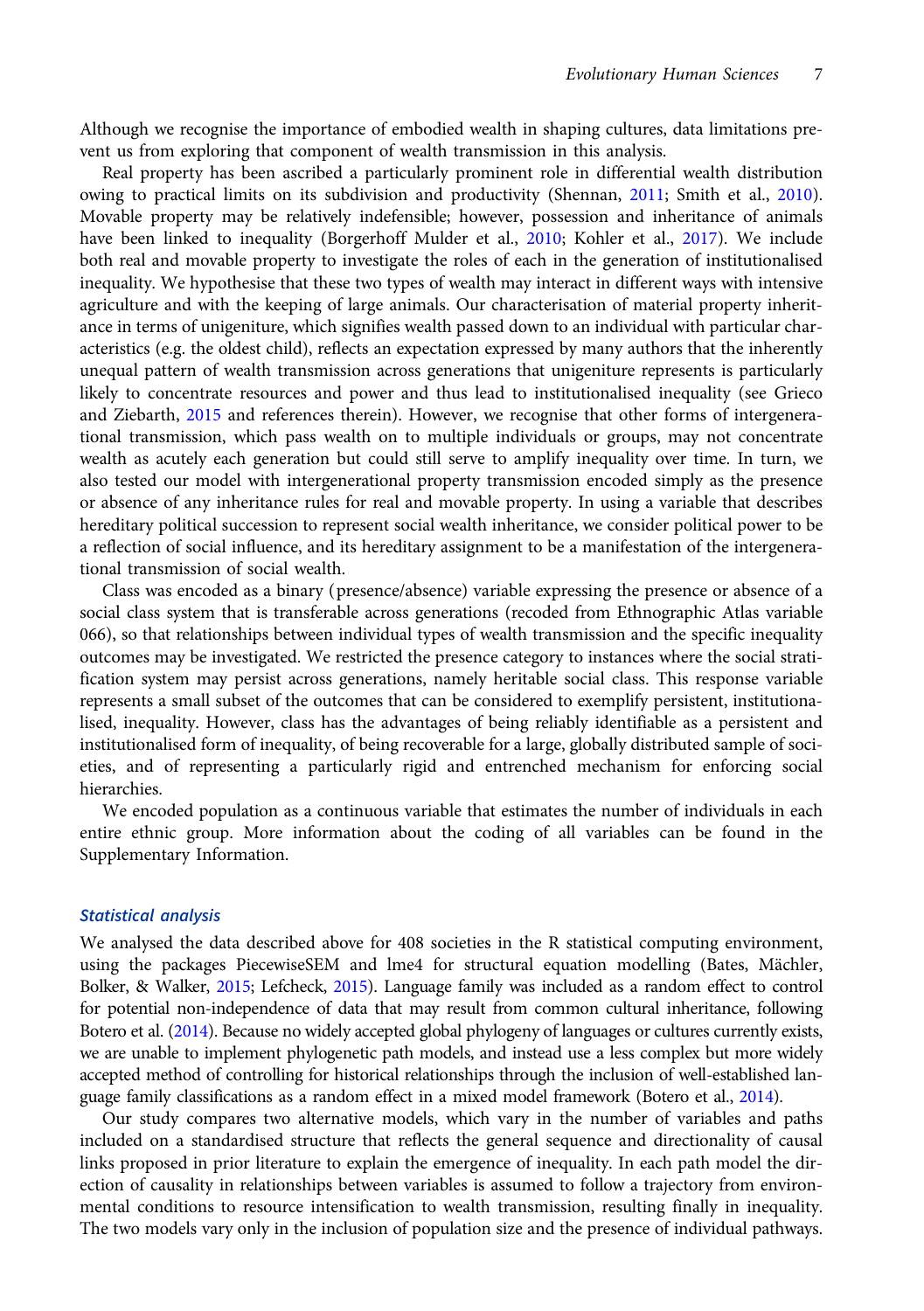Although we recognise the importance of embodied wealth in shaping cultures, data limitations prevent us from exploring that component of wealth transmission in this analysis.

Real property has been ascribed a particularly prominent role in differential wealth distribution owing to practical limits on its subdivision and productivity (Shennan, 2011; Smith et al., 2010). Movable property may be relatively indefensible; however, possession and inheritance of animals have been linked to inequality (Borgerhoff Mulder et al., 2010; Kohler et al., 2017). We include both real and movable property to investigate the roles of each in the generation of institutionalised inequality. We hypothesise that these two types of wealth may interact in different ways with intensive agriculture and with the keeping of large animals. Our characterisation of material property inheritance in terms of unigeniture, which signifies wealth passed down to an individual with particular characteristics (e.g. the oldest child), reflects an expectation expressed by many authors that the inherently unequal pattern of wealth transmission across generations that unigeniture represents is particularly likely to concentrate resources and power and thus lead to institutionalised inequality (see Grieco and Ziebarth, 2015 and references therein). However, we recognise that other forms of intergenerational transmission, which pass wealth on to multiple individuals or groups, may not concentrate wealth as acutely each generation but could still serve to amplify inequality over time. In turn, we also tested our model with intergenerational property transmission encoded simply as the presence or absence of any inheritance rules for real and movable property. In using a variable that describes hereditary political succession to represent social wealth inheritance, we consider political power to be a reflection of social influence, and its hereditary assignment to be a manifestation of the intergenerational transmission of social wealth.

Class was encoded as a binary (presence/absence) variable expressing the presence or absence of a social class system that is transferable across generations (recoded from Ethnographic Atlas variable 066), so that relationships between individual types of wealth transmission and the specific inequality outcomes may be investigated. We restricted the presence category to instances where the social stratification system may persist across generations, namely heritable social class. This response variable represents a small subset of the outcomes that can be considered to exemplify persistent, institutionalised, inequality. However, class has the advantages of being reliably identifiable as a persistent and institutionalised form of inequality, of being recoverable for a large, globally distributed sample of societies, and of representing a particularly rigid and entrenched mechanism for enforcing social hierarchies.

We encoded population as a continuous variable that estimates the number of individuals in each entire ethnic group. More information about the coding of all variables can be found in the Supplementary Information.

### *Statistical analysis*

We analysed the data described above for 408 societies in the R statistical computing environment, using the packages PiecewiseSEM and lme4 for structural equation modelling (Bates, Mächler, Bolker, & Walker, 2015; Lefcheck, 2015). Language family was included as a random effect to control for potential non-independence of data that may result from common cultural inheritance, following Botero et al. (2014). Because no widely accepted global phylogeny of languages or cultures currently exists, we are unable to implement phylogenetic path models, and instead use a less complex but more widely accepted method of controlling for historical relationships through the inclusion of well-established language family classifications as a random effect in a mixed model framework (Botero et al., 2014).

Our study compares two alternative models, which vary in the number of variables and paths included on a standardised structure that reflects the general sequence and directionality of causal links proposed in prior literature to explain the emergence of inequality. In each path model the direction of causality in relationships between variables is assumed to follow a trajectory from environmental conditions to resource intensification to wealth transmission, resulting finally in inequality. The two models vary only in the inclusion of population size and the presence of individual pathways.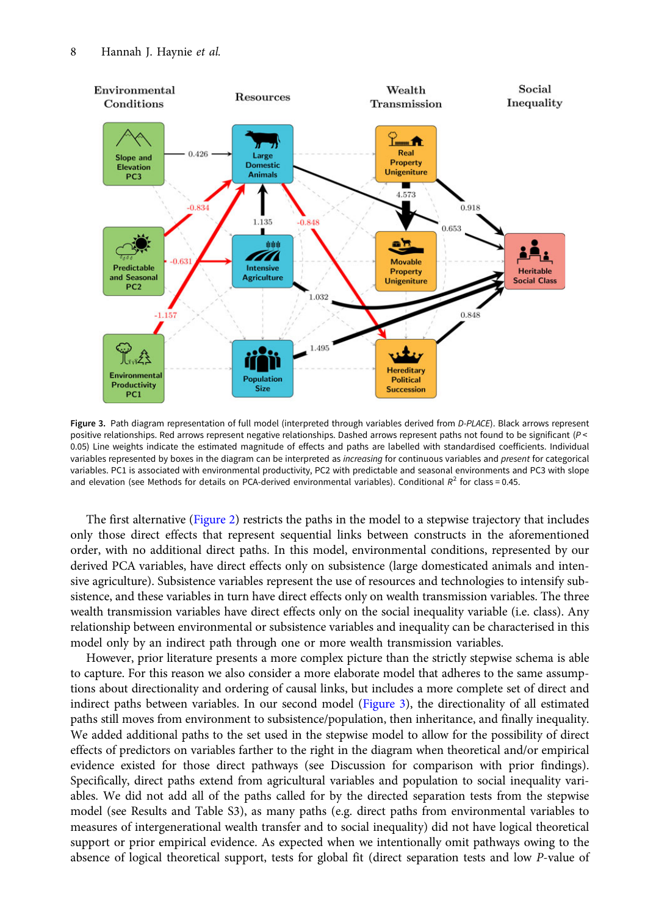**Figure 3.** Path diagram representation of full model (interpreted through variables derived from *D-PLACE*). Black arrows represent positive relationships. Red arrows represent negative relationships. Dashed arrows represent paths not found to be significant ($P < 0.05$) Line weights indicate the estimated magnitude of effects and paths are labelled with standardised coefficients. Individual variables represented by boxes in the diagram can be interpreted as *increasing* for continuous variables and *present* for categorical variables. PC1 is associated with environmental productivity, PC2 with predictable and seasonal environments and PC3 with slope and elevation (see Methods for details on PCA-derived environmental variables). Conditional $R^2$ for class = 0.45.

The first alternative (Figure 2) restricts the paths in the model to a stepwise trajectory that includes only those direct effects that represent sequential links between constructs in the aforementioned order, with no additional direct paths. In this model, environmental conditions, represented by our derived PCA variables, have direct effects only on subsistence (large domesticated animals and intensive agriculture). Subsistence variables represent the use of resources and technologies to intensify subsistence, and these variables in turn have direct effects only on wealth transmission variables. The three wealth transmission variables have direct effects only on the social inequality variable (i.e. class). Any relationship between environmental or subsistence variables and inequality can be characterised in this model only by an indirect path through one or more wealth transmission variables.

However, prior literature presents a more complex picture than the strictly stepwise schema is able to capture. For this reason we also consider a more elaborate model that adheres to the same assumptions about directionality and ordering of causal links, but includes a more complete set of direct and indirect paths between variables. In our second model (Figure 3), the directionality of all estimated paths still moves from environment to subsistence/population, then inheritance, and finally inequality. We added additional paths to the set used in the stepwise model to allow for the possibility of direct effects of predictors on variables farther to the right in the diagram when theoretical and/or empirical evidence existed for those direct pathways (see Discussion for comparison with prior findings). Specifically, direct paths extend from agricultural variables and population to social inequality variables. We did not add all of the paths called for by the directed separation tests from the stepwise model (see Results and Table S3), as many paths (e.g. direct paths from environmental variables to measures of intergenerational wealth transfer and to social inequality) did not have logical theoretical support or prior empirical evidence. As expected when we intentionally omit pathways owing to the absence of logical theoretical support, tests for global fit (direct separation tests and low $P$-value of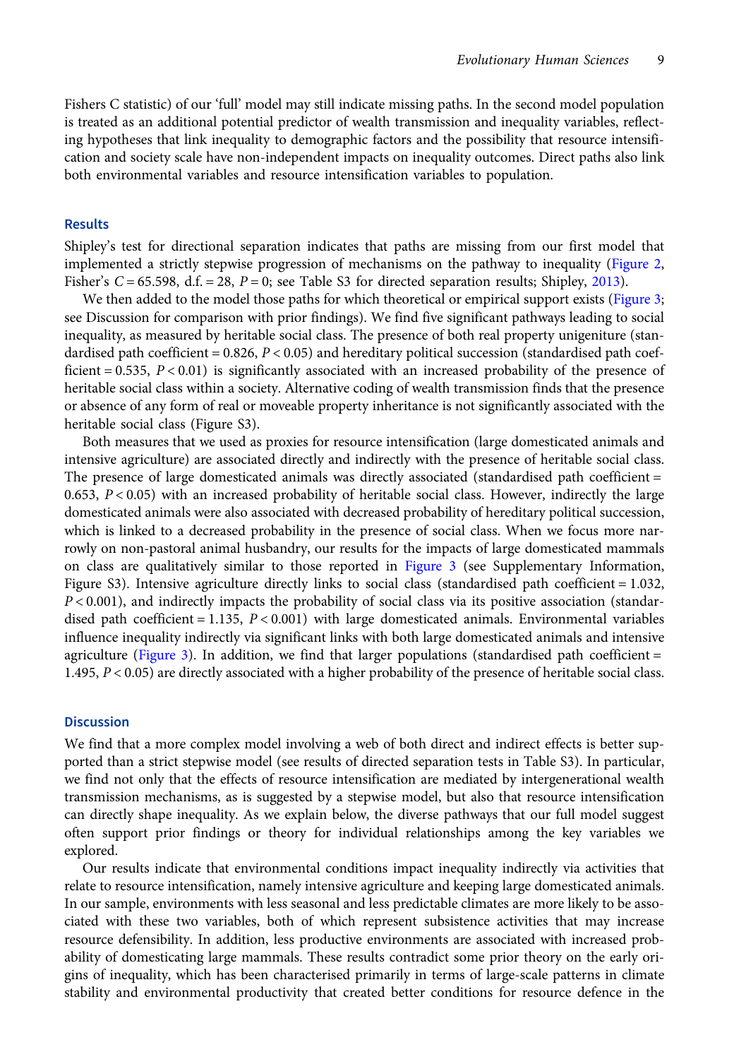Fishers C statistic) of our 'full' model may still indicate missing paths. In the second model population is treated as an additional potential predictor of wealth transmission and inequality variables, reflecting hypotheses that link inequality to demographic factors and the possibility that resource intensification and society scale have non-independent impacts on inequality outcomes. Direct paths also link both environmental variables and resource intensification variables to population.

## Results

Shipley's test for directional separation indicates that paths are missing from our first model that implemented a strictly stepwise progression of mechanisms on the pathway to inequality (Figure 2, Fisher's $C = 65.598$, d.f. = 28, $P = 0$; see Table S3 for directed separation results; Shipley, 2013).

We then added to the model those paths for which theoretical or empirical support exists (Figure 3; see Discussion for comparison with prior findings). We find five significant pathways leading to social inequality, as measured by heritable social class. The presence of both real property unigeniture (standardised path coefficient = 0.826, $P < 0.05$) and hereditary political succession (standardised path coefficient = 0.535, $P < 0.01$) is significantly associated with an increased probability of the presence of heritable social class within a society. Alternative coding of wealth transmission finds that the presence or absence of any form of real or moveable property inheritance is not significantly associated with the heritable social class (Figure S3).

Both measures that we used as proxies for resource intensification (large domesticated animals and intensive agriculture) are associated directly and indirectly with the presence of heritable social class. The presence of large domesticated animals was directly associated (standardised path coefficient = 0.653, $P < 0.05$) with an increased probability of heritable social class. However, indirectly the large domesticated animals were also associated with decreased probability of hereditary political succession, which is linked to a decreased probability in the presence of social class. When we focus more narrowly on non-pastoral animal husbandry, our results for the impacts of large domesticated mammals on class are qualitatively similar to those reported in Figure 3 (see Supplementary Information, Figure S3). Intensive agriculture directly links to social class (standardised path coefficient = 1.032, $P < 0.001$), and indirectly impacts the probability of social class via its positive association (standardised path coefficient = 1.135, $P < 0.001$) with large domesticated animals. Environmental variables influence inequality indirectly via significant links with both large domesticated animals and intensive agriculture (Figure 3). In addition, we find that larger populations (standardised path coefficient = 1.495, $P < 0.05$) are directly associated with a higher probability of the presence of heritable social class.

## Discussion

We find that a more complex model involving a web of both direct and indirect effects is better supported than a strict stepwise model (see results of directed separation tests in Table S3). In particular, we find not only that the effects of resource intensification are mediated by intergenerational wealth transmission mechanisms, as is suggested by a stepwise model, but also that resource intensification can directly shape inequality. As we explain below, the diverse pathways that our full model suggest often support prior findings or theory for individual relationships among the key variables we explored.

Our results indicate that environmental conditions impact inequality indirectly via activities that relate to resource intensification, namely intensive agriculture and keeping large domesticated animals. In our sample, environments with less seasonal and less predictable climates are more likely to be associated with these two variables, both of which represent subsistence activities that may increase resource defensibility. In addition, less productive environments are associated with increased probability of domesticating large mammals. These results contradict some prior theory on the early origins of inequality, which has been characterised primarily in terms of large-scale patterns in climate stability and environmental productivity that created better conditions for resource defence in the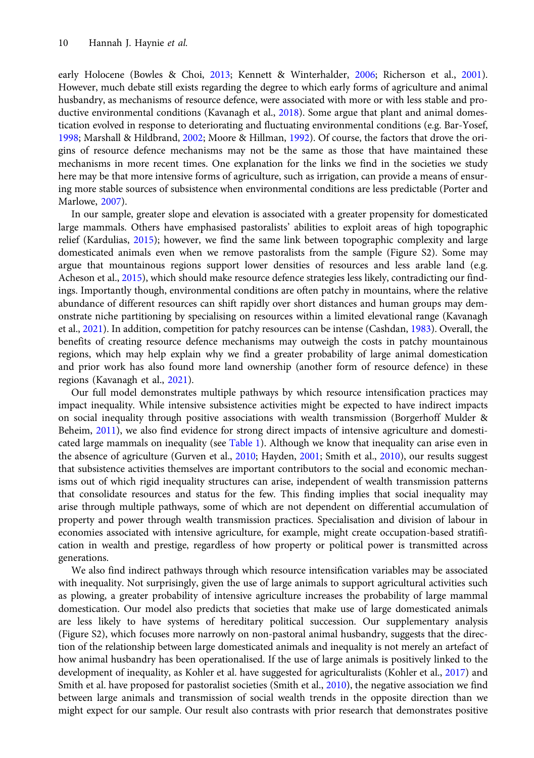early Holocene (Bowles & Choi, 2013; Kennett & Winterhalder, 2006; Richerson et al., 2001). However, much debate still exists regarding the degree to which early forms of agriculture and animal husbandry, as mechanisms of resource defence, were associated with more or with less stable and productive environmental conditions (Kavanagh et al., 2018). Some argue that plant and animal domestication evolved in response to deteriorating and fluctuating environmental conditions (e.g. Bar-Yosef, 1998; Marshall & Hildbrand, 2002; Moore & Hillman, 1992). Of course, the factors that drove the origins of resource defence mechanisms may not be the same as those that have maintained these mechanisms in more recent times. One explanation for the links we find in the societies we study here may be that more intensive forms of agriculture, such as irrigation, can provide a means of ensuring more stable sources of subsistence when environmental conditions are less predictable (Porter and Marlowe, 2007).

In our sample, greater slope and elevation is associated with a greater propensity for domesticated large mammals. Others have emphasised pastoralists' abilities to exploit areas of high topographic relief (Kardulias, 2015); however, we find the same link between topographic complexity and large domesticated animals even when we remove pastoralists from the sample (Figure S2). Some may argue that mountainous regions support lower densities of resources and less arable land (e.g. Acheson et al., 2015), which should make resource defence strategies less likely, contradicting our findings. Importantly though, environmental conditions are often patchy in mountains, where the relative abundance of different resources can shift rapidly over short distances and human groups may demonstrate niche partitioning by specialising on resources within a limited elevational range (Kavanagh et al., 2021). In addition, competition for patchy resources can be intense (Cashdan, 1983). Overall, the benefits of creating resource defence mechanisms may outweigh the costs in patchy mountainous regions, which may help explain why we find a greater probability of large animal domestication and prior work has also found more land ownership (another form of resource defence) in these regions (Kavanagh et al., 2021).

Our full model demonstrates multiple pathways by which resource intensification practices may impact inequality. While intensive subsistence activities might be expected to have indirect impacts on social inequality through positive associations with wealth transmission (Borgerhoff Mulder & Beheim, 2011), we also find evidence for strong direct impacts of intensive agriculture and domesticated large mammals on inequality (see Table 1). Although we know that inequality can arise even in the absence of agriculture (Gurven et al., 2010; Hayden, 2001; Smith et al., 2010), our results suggest that subsistence activities themselves are important contributors to the social and economic mechanisms out of which rigid inequality structures can arise, independent of wealth transmission patterns that consolidate resources and status for the few. This finding implies that social inequality may arise through multiple pathways, some of which are not dependent on differential accumulation of property and power through wealth transmission practices. Specialisation and division of labour in economies associated with intensive agriculture, for example, might create occupation-based stratification in wealth and prestige, regardless of how property or political power is transmitted across generations.

We also find indirect pathways through which resource intensification variables may be associated with inequality. Not surprisingly, given the use of large animals to support agricultural activities such as plowing, a greater probability of intensive agriculture increases the probability of large mammal domestication. Our model also predicts that societies that make use of large domesticated animals are less likely to have systems of hereditary political succession. Our supplementary analysis (Figure S2), which focuses more narrowly on non-pastoral animal husbandry, suggests that the direction of the relationship between large domesticated animals and inequality is not merely an artefact of how animal husbandry has been operationalised. If the use of large animals is positively linked to the development of inequality, as Kohler et al. have suggested for agriculturalists (Kohler et al., 2017) and Smith et al. have proposed for pastoralist societies (Smith et al., 2010), the negative association we find between large animals and transmission of social wealth trends in the opposite direction than we might expect for our sample. Our result also contrasts with prior research that demonstrates positive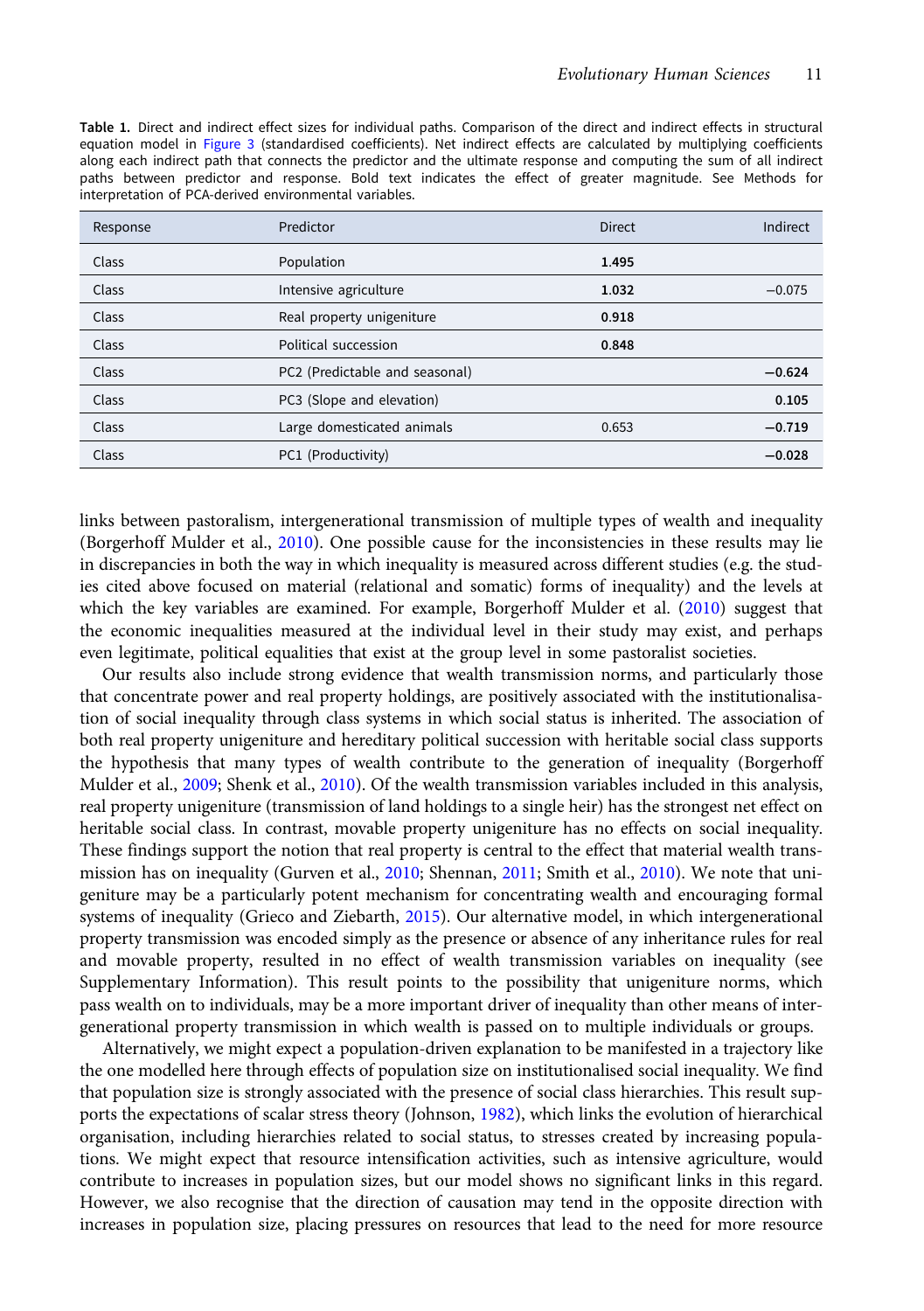**Table 1.** Direct and indirect effect sizes for individual paths. Comparison of the direct and indirect effects in structural equation model in Figure 3 (standardised coefficients). Net indirect effects are calculated by multiplying coefficients along each indirect path that connects the predictor and the ultimate response and computing the sum of all indirect paths between predictor and response. Bold text indicates the effect of greater magnitude. See Methods for interpretation of PCA-derived environmental variables.

| Response | Predictor | Direct | Indirect |
| --- | --- | --- | --- |
| Class | Population | **1.495** | |
| Class | Intensive agriculture | **1.032** | −0.075 |
| Class | Real property unigeniture | **0.918** | |
| Class | Political succession | **0.848** | |
| Class | PC2 (Predictable and seasonal) | | **−0.624** |
| Class | PC3 (Slope and elevation) | | **0.105** |
| Class | Large domesticated animals | 0.653 | **−0.719** |
| Class | PC1 (Productivity) | | **−0.028** |

links between pastoralism, intergenerational transmission of multiple types of wealth and inequality (Borgerhoff Mulder et al., 2010). One possible cause for the inconsistencies in these results may lie in discrepancies in both the way in which inequality is measured across different studies (e.g. the studies cited above focused on material (relational and somatic) forms of inequality) and the levels at which the key variables are examined. For example, Borgerhoff Mulder et al. (2010) suggest that the economic inequalities measured at the individual level in their study may exist, and perhaps even legitimate, political equalities that exist at the group level in some pastoralist societies.

Our results also include strong evidence that wealth transmission norms, and particularly those that concentrate power and real property holdings, are positively associated with the institutionalisation of social inequality through class systems in which social status is inherited. The association of both real property unigeniture and hereditary political succession with heritable social class supports the hypothesis that many types of wealth contribute to the generation of inequality (Borgerhoff Mulder et al., 2009; Shenk et al., 2010). Of the wealth transmission variables included in this analysis, real property unigeniture (transmission of land holdings to a single heir) has the strongest net effect on heritable social class. In contrast, movable property unigeniture has no effects on social inequality. These findings support the notion that real property is central to the effect that material wealth transmission has on inequality (Gurven et al., 2010; Shennan, 2011; Smith et al., 2010). We note that unigeniture may be a particularly potent mechanism for concentrating wealth and encouraging formal systems of inequality (Grieco and Ziebarth, 2015). Our alternative model, in which intergenerational property transmission was encoded simply as the presence or absence of any inheritance rules for real and movable property, resulted in no effect of wealth transmission variables on inequality (see Supplementary Information). This result points to the possibility that unigeniture norms, which pass wealth on to individuals, may be a more important driver of inequality than other means of intergenerational property transmission in which wealth is passed on to multiple individuals or groups.

Alternatively, we might expect a population-driven explanation to be manifested in a trajectory like the one modelled here through effects of population size on institutionalised social inequality. We find that population size is strongly associated with the presence of social class hierarchies. This result supports the expectations of scalar stress theory (Johnson, 1982), which links the evolution of hierarchical organisation, including hierarchies related to social status, to stresses created by increasing populations. We might expect that resource intensification activities, such as intensive agriculture, would contribute to increases in population sizes, but our model shows no significant links in this regard. However, we also recognise that the direction of causation may tend in the opposite direction with increases in population size, placing pressures on resources that lead to the need for more resource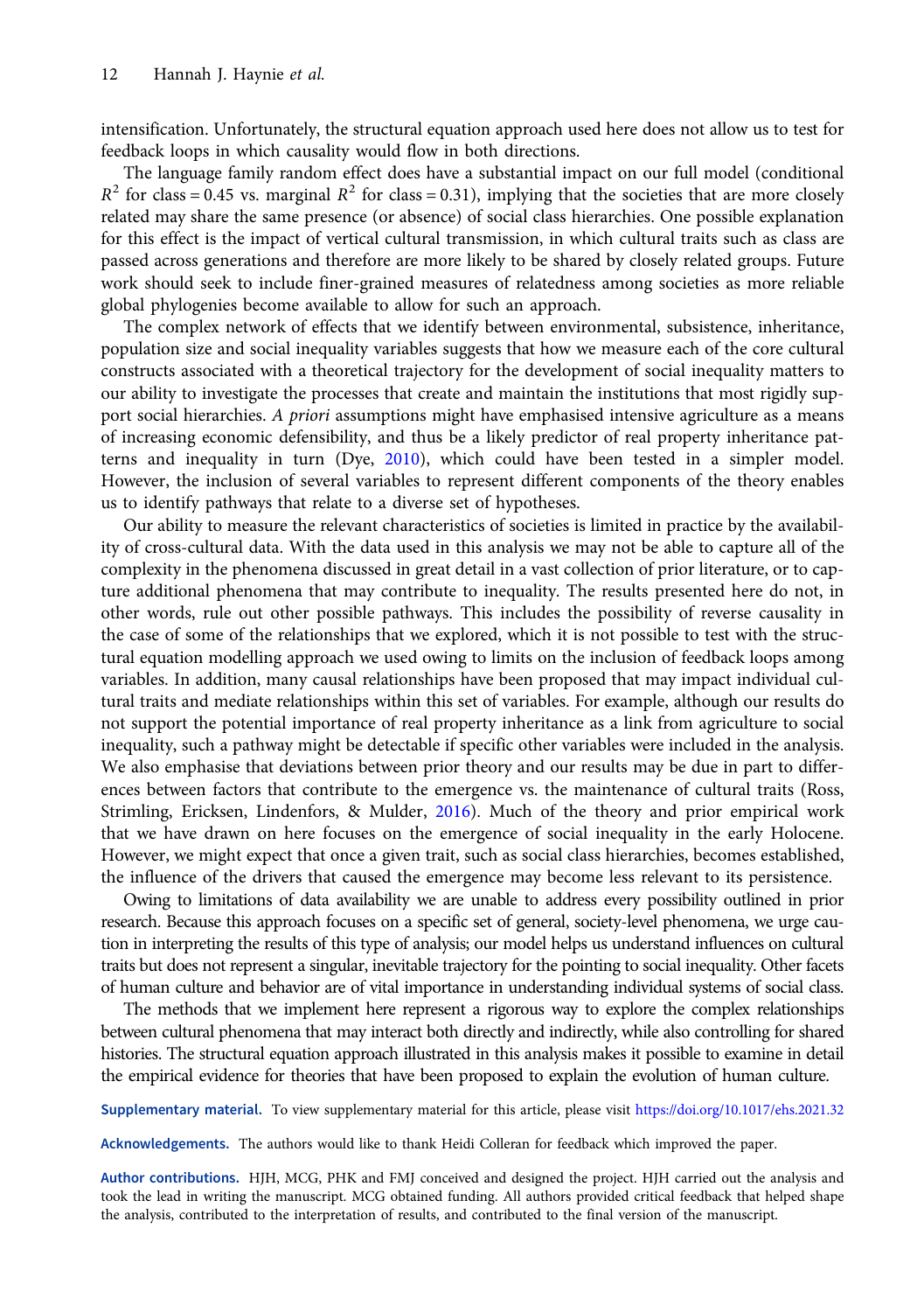intensification. Unfortunately, the structural equation approach used here does not allow us to test for feedback loops in which causality would flow in both directions.

The language family random effect does have a substantial impact on our full model (conditional $R^2$ for class = 0.45 vs. marginal $R^2$ for class = 0.31), implying that the societies that are more closely related may share the same presence (or absence) of social class hierarchies. One possible explanation for this effect is the impact of vertical cultural transmission, in which cultural traits such as class are passed across generations and therefore are more likely to be shared by closely related groups. Future work should seek to include finer-grained measures of relatedness among societies as more reliable global phylogenies become available to allow for such an approach.

The complex network of effects that we identify between environmental, subsistence, inheritance, population size and social inequality variables suggests that how we measure each of the core cultural constructs associated with a theoretical trajectory for the development of social inequality matters to our ability to investigate the processes that create and maintain the institutions that most rigidly support social hierarchies. *A priori* assumptions might have emphasised intensive agriculture as a means of increasing economic defensibility, and thus be a likely predictor of real property inheritance patterns and inequality in turn (Dye, 2010), which could have been tested in a simpler model. However, the inclusion of several variables to represent different components of the theory enables us to identify pathways that relate to a diverse set of hypotheses.

Our ability to measure the relevant characteristics of societies is limited in practice by the availability of cross-cultural data. With the data used in this analysis we may not be able to capture all of the complexity in the phenomena discussed in great detail in a vast collection of prior literature, or to capture additional phenomena that may contribute to inequality. The results presented here do not, in other words, rule out other possible pathways. This includes the possibility of reverse causality in the case of some of the relationships that we explored, which it is not possible to test with the structural equation modelling approach we used owing to limits on the inclusion of feedback loops among variables. In addition, many causal relationships have been proposed that may impact individual cultural traits and mediate relationships within this set of variables. For example, although our results do not support the potential importance of real property inheritance as a link from agriculture to social inequality, such a pathway might be detectable if specific other variables were included in the analysis. We also emphasise that deviations between prior theory and our results may be due in part to differences between factors that contribute to the emergence vs. the maintenance of cultural traits (Ross, Strimling, Ericksen, Lindenfors, & Mulder, 2016). Much of the theory and prior empirical work that we have drawn on here focuses on the emergence of social inequality in the early Holocene. However, we might expect that once a given trait, such as social class hierarchies, becomes established, the influence of the drivers that caused the emergence may become less relevant to its persistence.

Owing to limitations of data availability we are unable to address every possibility outlined in prior research. Because this approach focuses on a specific set of general, society-level phenomena, we urge caution in interpreting the results of this type of analysis; our model helps us understand influences on cultural traits but does not represent a singular, inevitable trajectory for the pointing to social inequality. Other facets of human culture and behavior are of vital importance in understanding individual systems of social class.

The methods that we implement here represent a rigorous way to explore the complex relationships between cultural phenomena that may interact both directly and indirectly, while also controlling for shared histories. The structural equation approach illustrated in this analysis makes it possible to examine in detail the empirical evidence for theories that have been proposed to explain the evolution of human culture.

**Supplementary material.** To view supplementary material for this article, please visit https://doi.org/10.1017/ehs.2021.32

**Acknowledgements.** The authors would like to thank Heidi Colleran for feedback which improved the paper.

**Author contributions.** HJH, MCG, PHK and FMJ conceived and designed the project. HJH carried out the analysis and took the lead in writing the manuscript. MCG obtained funding. All authors provided critical feedback that helped shape the analysis, contributed to the interpretation of results, and contributed to the final version of the manuscript.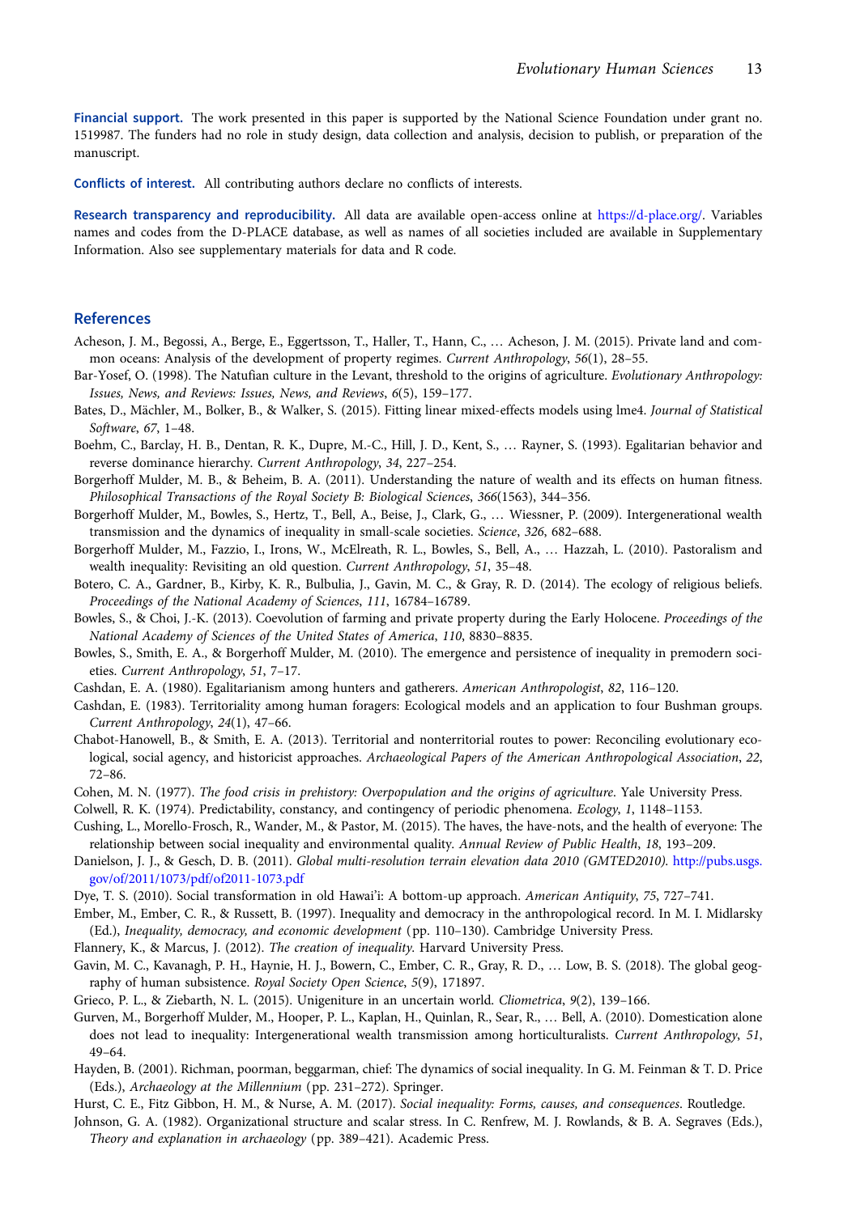**Financial support.** The work presented in this paper is supported by the National Science Foundation under grant no. 1519987. The funders had no role in study design, data collection and analysis, decision to publish, or preparation of the manuscript.

**Conflicts of interest.** All contributing authors declare no conflicts of interests.

**Research transparency and reproducibility.** All data are available open-access online at https://d-place.org/. Variables names and codes from the D-PLACE database, as well as names of all societies included are available in Supplementary Information. Also see supplementary materials for data and R code.

## References

Acheson, J. M., Begossi, A., Berge, E., Eggertsson, T., Haller, T., Hann, C., … Acheson, J. M. (2015). Private land and common oceans: Analysis of the development of property regimes. *Current Anthropology*, *56*(1), 28–55.

Bar-Yosef, O. (1998). The Natufian culture in the Levant, threshold to the origins of agriculture. *Evolutionary Anthropology: Issues, News, and Reviews: Issues, News, and Reviews*, *6*(5), 159–177.

Bates, D., Mächler, M., Bolker, B., & Walker, S. (2015). Fitting linear mixed-effects models using lme4. *Journal of Statistical Software*, *67*, 1–48.

Boehm, C., Barclay, H. B., Dentan, R. K., Dupre, M.-C., Hill, J. D., Kent, S., … Rayner, S. (1993). Egalitarian behavior and reverse dominance hierarchy. *Current Anthropology*, *34*, 227–254.

Borgerhoff Mulder, M. B., & Beheim, B. A. (2011). Understanding the nature of wealth and its effects on human fitness. *Philosophical Transactions of the Royal Society B: Biological Sciences*, *366*(1563), 344–356.

Borgerhoff Mulder, M., Bowles, S., Hertz, T., Bell, A., Beise, J., Clark, G., … Wiessner, P. (2009). Intergenerational wealth transmission and the dynamics of inequality in small-scale societies. *Science*, *326*, 682–688.

Borgerhoff Mulder, M., Fazzio, I., Irons, W., McElreath, R. L., Bowles, S., Bell, A., … Hazzah, L. (2010). Pastoralism and wealth inequality: Revisiting an old question. *Current Anthropology*, *51*, 35–48.

Botero, C. A., Gardner, B., Kirby, K. R., Bulbulia, J., Gavin, M. C., & Gray, R. D. (2014). The ecology of religious beliefs. *Proceedings of the National Academy of Sciences*, *111*, 16784–16789.

Bowles, S., & Choi, J.-K. (2013). Coevolution of farming and private property during the Early Holocene. *Proceedings of the National Academy of Sciences of the United States of America*, *110*, 8830–8835.

Bowles, S., Smith, E. A., & Borgerhoff Mulder, M. (2010). The emergence and persistence of inequality in premodern societies. *Current Anthropology*, *51*, 7–17.

Cashdan, E. A. (1980). Egalitarianism among hunters and gatherers. *American Anthropologist*, *82*, 116–120.

Cashdan, E. (1983). Territoriality among human foragers: Ecological models and an application to four Bushman groups. *Current Anthropology*, *24*(1), 47–66.

Chabot-Hanowell, B., & Smith, E. A. (2013). Territorial and nonterritorial routes to power: Reconciling evolutionary ecological, social agency, and historicist approaches. *Archaeological Papers of the American Anthropological Association*, *22*, 72–86.

Cohen, M. N. (1977). *The food crisis in prehistory: Overpopulation and the origins of agriculture*. Yale University Press.

Colwell, R. K. (1974). Predictability, constancy, and contingency of periodic phenomena. *Ecology*, *1*, 1148–1153.

Cushing, L., Morello-Frosch, R., Wander, M., & Pastor, M. (2015). The haves, the have-nots, and the health of everyone: The relationship between social inequality and environmental quality. *Annual Review of Public Health*, *18*, 193–209.

Danielson, J. J., & Gesch, D. B. (2011). *Global multi-resolution terrain elevation data 2010 (GMTED2010)*. http://pubs.usgs.gov/of/2011/1073/pdf/of2011-1073.pdf

Dye, T. S. (2010). Social transformation in old Hawai'i: A bottom-up approach. *American Antiquity*, *75*, 727–741.

Ember, M., Ember, C. R., & Russett, B. (1997). Inequality and democracy in the anthropological record. In M. I. Midlarsky (Ed.), *Inequality, democracy, and economic development* (pp. 110–130). Cambridge University Press.

Flannery, K., & Marcus, J. (2012). *The creation of inequality*. Harvard University Press.

Gavin, M. C., Kavanagh, P. H., Haynie, H. J., Bowern, C., Ember, C. R., Gray, R. D., … Low, B. S. (2018). The global geography of human subsistence. *Royal Society Open Science*, *5*(9), 171897.

Grieco, P. L., & Ziebarth, N. L. (2015). Unigeniture in an uncertain world. *Cliometrica*, *9*(2), 139–166.

Gurven, M., Borgerhoff Mulder, M., Hooper, P. L., Kaplan, H., Quinlan, R., Sear, R., … Bell, A. (2010). Domestication alone does not lead to inequality: Intergenerational wealth transmission among horticulturalists. *Current Anthropology*, *51*, 49–64.

Hayden, B. (2001). Richman, poorman, beggarman, chief: The dynamics of social inequality. In G. M. Feinman & T. D. Price (Eds.), *Archaeology at the Millennium* (pp. 231–272). Springer.

Hurst, C. E., Fitz Gibbon, H. M., & Nurse, A. M. (2017). *Social inequality: Forms, causes, and consequences*. Routledge.

Johnson, G. A. (1982). Organizational structure and scalar stress. In C. Renfrew, M. J. Rowlands, & B. A. Segraves (Eds.), *Theory and explanation in archaeology* (pp. 389–421). Academic Press.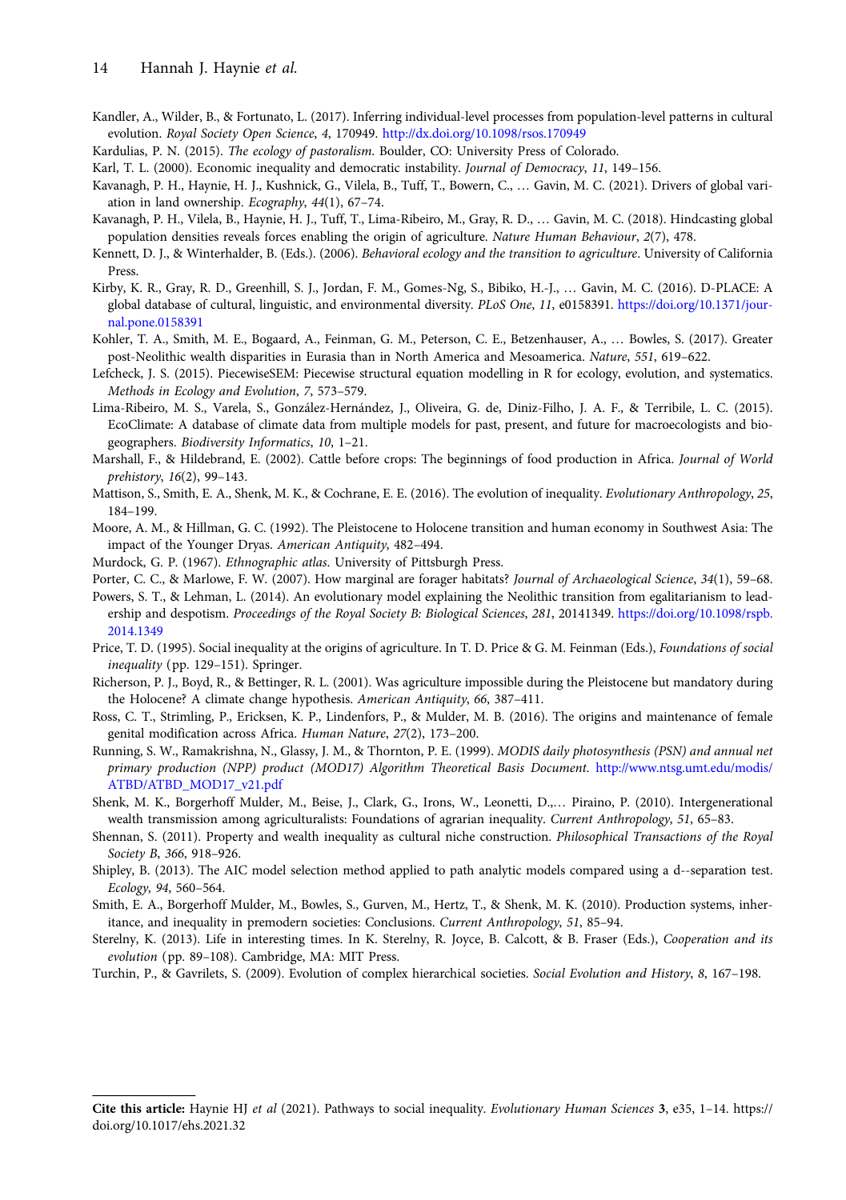Kandler, A., Wilder, B., & Fortunato, L. (2017). Inferring individual-level processes from population-level patterns in cultural evolution. *Royal Society Open Science*, *4*, 170949. http://dx.doi.org/10.1098/rsos.170949

Kardulias, P. N. (2015). *The ecology of pastoralism.* Boulder, CO: University Press of Colorado.

Karl, T. L. (2000). Economic inequality and democratic instability. *Journal of Democracy*, *11*, 149–156.

Kavanagh, P. H., Haynie, H. J., Kushnick, G., Vilela, B., Tuff, T., Bowern, C., … Gavin, M. C. (2021). Drivers of global variation in land ownership. *Ecography*, *44*(1), 67–74.

Kavanagh, P. H., Vilela, B., Haynie, H. J., Tuff, T., Lima-Ribeiro, M., Gray, R. D., … Gavin, M. C. (2018). Hindcasting global population densities reveals forces enabling the origin of agriculture. *Nature Human Behaviour*, *2*(7), 478.

Kennett, D. J., & Winterhalder, B. (Eds.). (2006). *Behavioral ecology and the transition to agriculture*. University of California Press.

Kirby, K. R., Gray, R. D., Greenhill, S. J., Jordan, F. M., Gomes-Ng, S., Bibiko, H.-J., … Gavin, M. C. (2016). D-PLACE: A global database of cultural, linguistic, and environmental diversity. *PLoS One*, *11*, e0158391. https://doi.org/10.1371/journal.pone.0158391

Kohler, T. A., Smith, M. E., Bogaard, A., Feinman, G. M., Peterson, C. E., Betzenhauser, A., … Bowles, S. (2017). Greater post-Neolithic wealth disparities in Eurasia than in North America and Mesoamerica. *Nature*, *551*, 619–622.

Lefcheck, J. S. (2015). PiecewiseSEM: Piecewise structural equation modelling in R for ecology, evolution, and systematics. *Methods in Ecology and Evolution*, *7*, 573–579.

Lima-Ribeiro, M. S., Varela, S., González-Hernández, J., Oliveira, G. de, Diniz-Filho, J. A. F., & Terribile, L. C. (2015). EcoClimate: A database of climate data from multiple models for past, present, and future for macroecologists and biogeographers. *Biodiversity Informatics*, *10*, 1–21.

Marshall, F., & Hildebrand, E. (2002). Cattle before crops: The beginnings of food production in Africa. *Journal of World prehistory*, *16*(2), 99–143.

Mattison, S., Smith, E. A., Shenk, M. K., & Cochrane, E. E. (2016). The evolution of inequality. *Evolutionary Anthropology*, *25*, 184–199.

Moore, A. M., & Hillman, G. C. (1992). The Pleistocene to Holocene transition and human economy in Southwest Asia: The impact of the Younger Dryas. *American Antiquity*, 482–494.

Murdock, G. P. (1967). *Ethnographic atlas*. University of Pittsburgh Press.

Porter, C. C., & Marlowe, F. W. (2007). How marginal are forager habitats? *Journal of Archaeological Science*, *34*(1), 59–68.

Powers, S. T., & Lehman, L. (2014). An evolutionary model explaining the Neolithic transition from egalitarianism to leadership and despotism. *Proceedings of the Royal Society B: Biological Sciences*, *281*, 20141349. https://doi.org/10.1098/rspb.2014.1349

Price, T. D. (1995). Social inequality at the origins of agriculture. In T. D. Price & G. M. Feinman (Eds.), *Foundations of social inequality* (pp. 129–151). Springer.

Richerson, P. J., Boyd, R., & Bettinger, R. L. (2001). Was agriculture impossible during the Pleistocene but mandatory during the Holocene? A climate change hypothesis. *American Antiquity*, *66*, 387–411.

Ross, C. T., Strimling, P., Ericksen, K. P., Lindenfors, P., & Mulder, M. B. (2016). The origins and maintenance of female genital modification across Africa. *Human Nature*, *27*(2), 173–200.

Running, S. W., Ramakrishna, N., Glassy, J. M., & Thornton, P. E. (1999). *MODIS daily photosynthesis (PSN) and annual net primary production (NPP) product (MOD17) Algorithm Theoretical Basis Document*. http://www.ntsg.umt.edu/modis/ATBD/ATBD_MOD17_v21.pdf

Shenk, M. K., Borgerhoff Mulder, M., Beise, J., Clark, G., Irons, W., Leonetti, D.,… Piraino, P. (2010). Intergenerational wealth transmission among agriculturalists: Foundations of agrarian inequality. *Current Anthropology*, *51*, 65–83.

Shennan, S. (2011). Property and wealth inequality as cultural niche construction. *Philosophical Transactions of the Royal Society B*, *366*, 918–926.

Shipley, B. (2013). The AIC model selection method applied to path analytic models compared using a d--separation test. *Ecology*, *94*, 560–564.

Smith, E. A., Borgerhoff Mulder, M., Bowles, S., Gurven, M., Hertz, T., & Shenk, M. K. (2010). Production systems, inheritance, and inequality in premodern societies: Conclusions. *Current Anthropology*, *51*, 85–94.

Sterelny, K. (2013). Life in interesting times. In K. Sterelny, R. Joyce, B. Calcott, & B. Fraser (Eds.), *Cooperation and its evolution* (pp. 89–108). Cambridge, MA: MIT Press.

Turchin, P., & Gavrilets, S. (2009). Evolution of complex hierarchical societies. *Social Evolution and History*, *8*, 167–198.

**Cite this article:** Haynie HJ *et al* (2021). Pathways to social inequality. *Evolutionary Human Sciences* **3**, e35, 1–14. https://doi.org/10.1017/ehs.2021.32